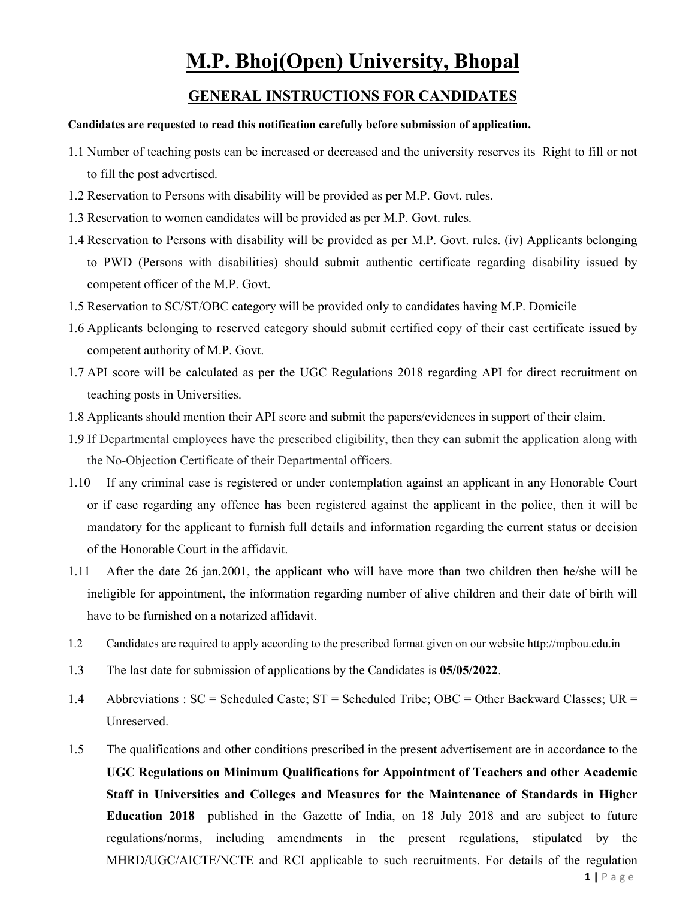# M.P. Bhoj(Open) University, Bhopal

## GENERAL INSTRUCTIONS FOR CANDIDATES

**Candidates are requested to read this notification carefully before submission of application.**

1.1 Number of teaching posts can be increased or decreased and the university reserves its Right to fill or not to fill the post advertised.

1.2 Reservation to Persons with disability will be provided as per M.P. Govt. rules.

1.3 Reservation to women candidates will be provided as per M.P. Govt. rules.

1.4 Reservation to Persons with disability will be provided as per M.P. Govt. rules. (iv) Applicants belonging to PWD (Persons with disabilities) should submit authentic certificate regarding disability issued by competent officer of the M.P. Govt.

1.5 Reservation to SC/ST/OBC category will be provided only to candidates having M.P. Domicile

1.6 Applicants belonging to reserved category should submit certified copy of their cast certificate issued by competent authority of M.P. Govt.

1.7 API score will be calculated as per the UGC Regulations 2018 regarding API for direct recruitment on teaching posts in Universities.

1.8 Applicants should mention their API score and submit the papers/evidences in support of their claim.

1.9 If Departmental employees have the prescribed eligibility, then they can submit the application along with the No-Objection Certificate of their Departmental officers.

1.10 If any criminal case is registered or under contemplation against an applicant in any Honorable Court or if case regarding any offence has been registered against the applicant in the police, then it will be mandatory for the applicant to furnish full details and information regarding the current status or decision of the Honorable Court in the affidavit.

1.11 After the date 26 jan.2001, the applicant who will have more than two children then he/she will be ineligible for appointment, the information regarding number of alive children and their date of birth will have to be furnished on a notarized affidavit.

1.2 Candidates are required to apply according to the prescribed format given on our website http://mpbou.edu.in

1.3 The last date for submission of applications by the Candidates is **05/05/2022**.

1.4 Abbreviations : SC = Scheduled Caste; ST = Scheduled Tribe; OBC = Other Backward Classes; UR = Unreserved.

1.5 The qualifications and other conditions prescribed in the present advertisement are in accordance to the **UGC Regulations on Minimum Qualifications for Appointment of Teachers and other Academic Staff in Universities and Colleges and Measures for the Maintenance of Standards in Higher Education 2018** published in the Gazette of India, on 18 July 2018 and are subject to future regulations/norms, including amendments in the present regulations, stipulated by the MHRD/UGC/AICTE/NCTE and RCI applicable to such recruitments. For details of the regulation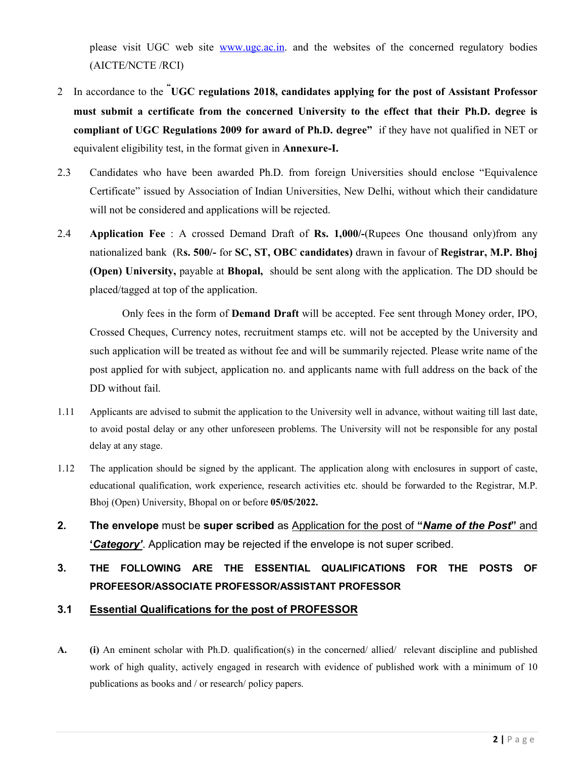please visit UGC web site www.ugc.ac.in. and the websites of the concerned regulatory bodies (AICTE/NCTE /RCI)

2 In accordance to the "**UGC regulations 2018, candidates applying for the post of Assistant Professor must submit a certificate from the concerned University to the effect that their Ph.D. degree is compliant of UGC Regulations 2009 for award of Ph.D. degree"** if they have not qualified in NET or equivalent eligibility test, in the format given in **Annexure-I.**

2.3 Candidates who have been awarded Ph.D. from foreign Universities should enclose "Equivalence Certificate" issued by Association of Indian Universities, New Delhi, without which their candidature will not be considered and applications will be rejected.

2.4 **Application Fee** : A crossed Demand Draft of **Rs. 1,000/-**(Rupees One thousand only)from any nationalized bank (R**s. 500/-** for **SC, ST, OBC candidates)** drawn in favour of **Registrar, M.P. Bhoj (Open) University,** payable at **Bhopal,** should be sent along with the application. The DD should be placed/tagged at top of the application.

Only fees in the form of **Demand Draft** will be accepted. Fee sent through Money order, IPO, Crossed Cheques, Currency notes, recruitment stamps etc. will not be accepted by the University and such application will be treated as without fee and will be summarily rejected. Please write name of the post applied for with subject, application no. and applicants name with full address on the back of the DD without fail.

1.11 Applicants are advised to submit the application to the University well in advance, without waiting till last date, to avoid postal delay or any other unforeseen problems. The University will not be responsible for any postal delay at any stage.

1.12 The application should be signed by the applicant. The application along with enclosures in support of caste, educational qualification, work experience, research activities etc. should be forwarded to the Registrar, M.P. Bhoj (Open) University, Bhopal on or before **05/05/2022.**

**2.** **The envelope** must be **super scribed** as Application for the post of **"*Name of the Post*"** and **'*Category*'**. Application may be rejected if the envelope is not super scribed.

## 3. THE FOLLOWING ARE THE ESSENTIAL QUALIFICATIONS FOR THE POSTS OF PROFEESOR/ASSOCIATE PROFESSOR/ASSISTANT PROFESSOR

### 3.1 Essential Qualifications for the post of PROFESSOR

**A.** **(i)** An eminent scholar with Ph.D. qualification(s) in the concerned/ allied/ relevant discipline and published work of high quality, actively engaged in research with evidence of published work with a minimum of 10 publications as books and / or research/ policy papers.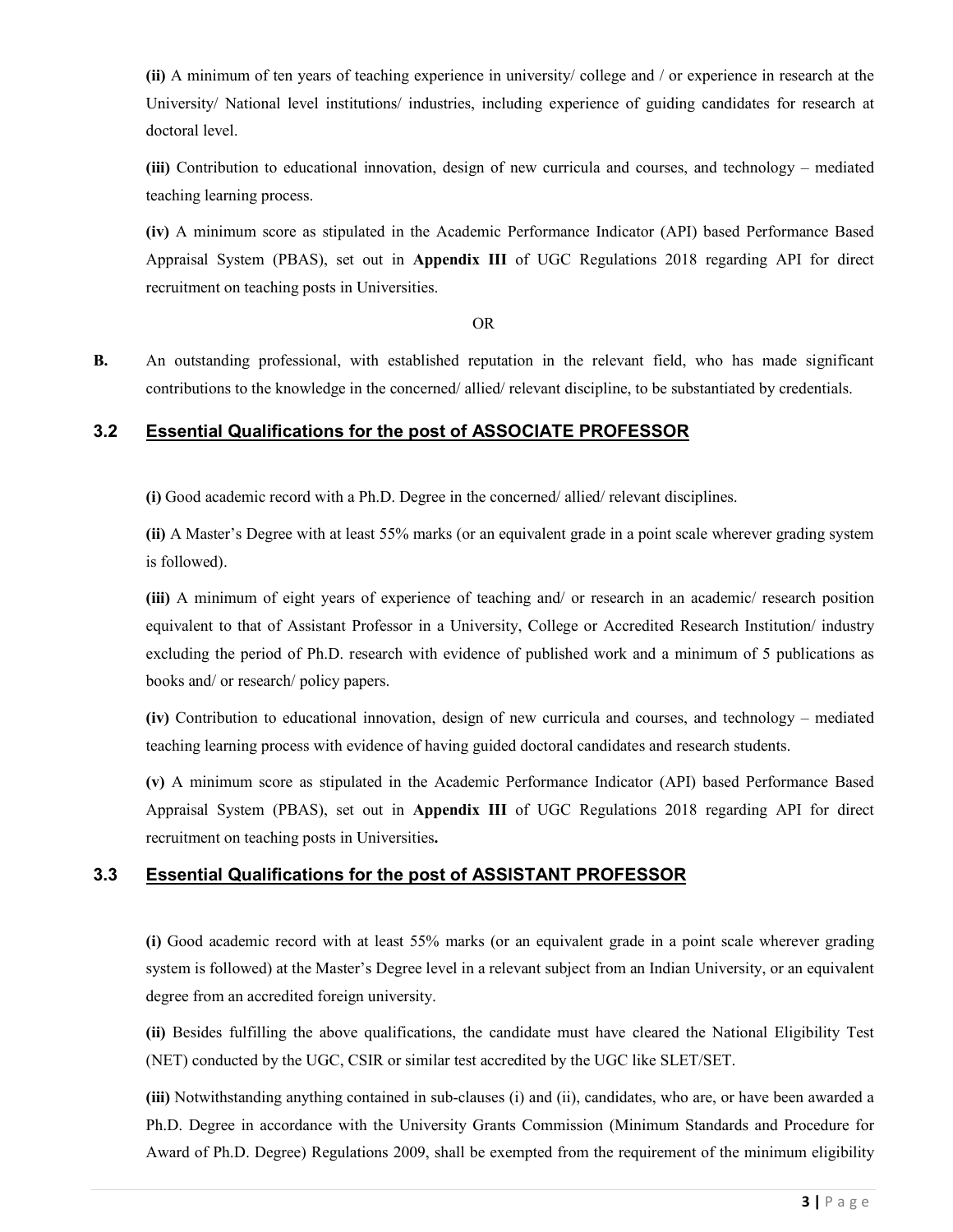**(ii)** A minimum of ten years of teaching experience in university/ college and / or experience in research at the University/ National level institutions/ industries, including experience of guiding candidates for research at doctoral level.

**(iii)** Contribution to educational innovation, design of new curricula and courses, and technology – mediated teaching learning process.

**(iv)** A minimum score as stipulated in the Academic Performance Indicator (API) based Performance Based Appraisal System (PBAS), set out in **Appendix III** of UGC Regulations 2018 regarding API for direct recruitment on teaching posts in Universities.

OR

**B.** An outstanding professional, with established reputation in the relevant field, who has made significant contributions to the knowledge in the concerned/ allied/ relevant discipline, to be substantiated by credentials.

### 3.2 Essential Qualifications for the post of ASSOCIATE PROFESSOR

**(i)** Good academic record with a Ph.D. Degree in the concerned/ allied/ relevant disciplines.

**(ii)** A Master's Degree with at least 55% marks (or an equivalent grade in a point scale wherever grading system is followed).

**(iii)** A minimum of eight years of experience of teaching and/ or research in an academic/ research position equivalent to that of Assistant Professor in a University, College or Accredited Research Institution/ industry excluding the period of Ph.D. research with evidence of published work and a minimum of 5 publications as books and/ or research/ policy papers.

**(iv)** Contribution to educational innovation, design of new curricula and courses, and technology – mediated teaching learning process with evidence of having guided doctoral candidates and research students.

**(v)** A minimum score as stipulated in the Academic Performance Indicator (API) based Performance Based Appraisal System (PBAS), set out in **Appendix III** of UGC Regulations 2018 regarding API for direct recruitment on teaching posts in Universities**.**

### 3.3 Essential Qualifications for the post of ASSISTANT PROFESSOR

**(i)** Good academic record with at least 55% marks (or an equivalent grade in a point scale wherever grading system is followed) at the Master's Degree level in a relevant subject from an Indian University, or an equivalent degree from an accredited foreign university.

**(ii)** Besides fulfilling the above qualifications, the candidate must have cleared the National Eligibility Test (NET) conducted by the UGC, CSIR or similar test accredited by the UGC like SLET/SET.

**(iii)** Notwithstanding anything contained in sub-clauses (i) and (ii), candidates, who are, or have been awarded a Ph.D. Degree in accordance with the University Grants Commission (Minimum Standards and Procedure for Award of Ph.D. Degree) Regulations 2009, shall be exempted from the requirement of the minimum eligibility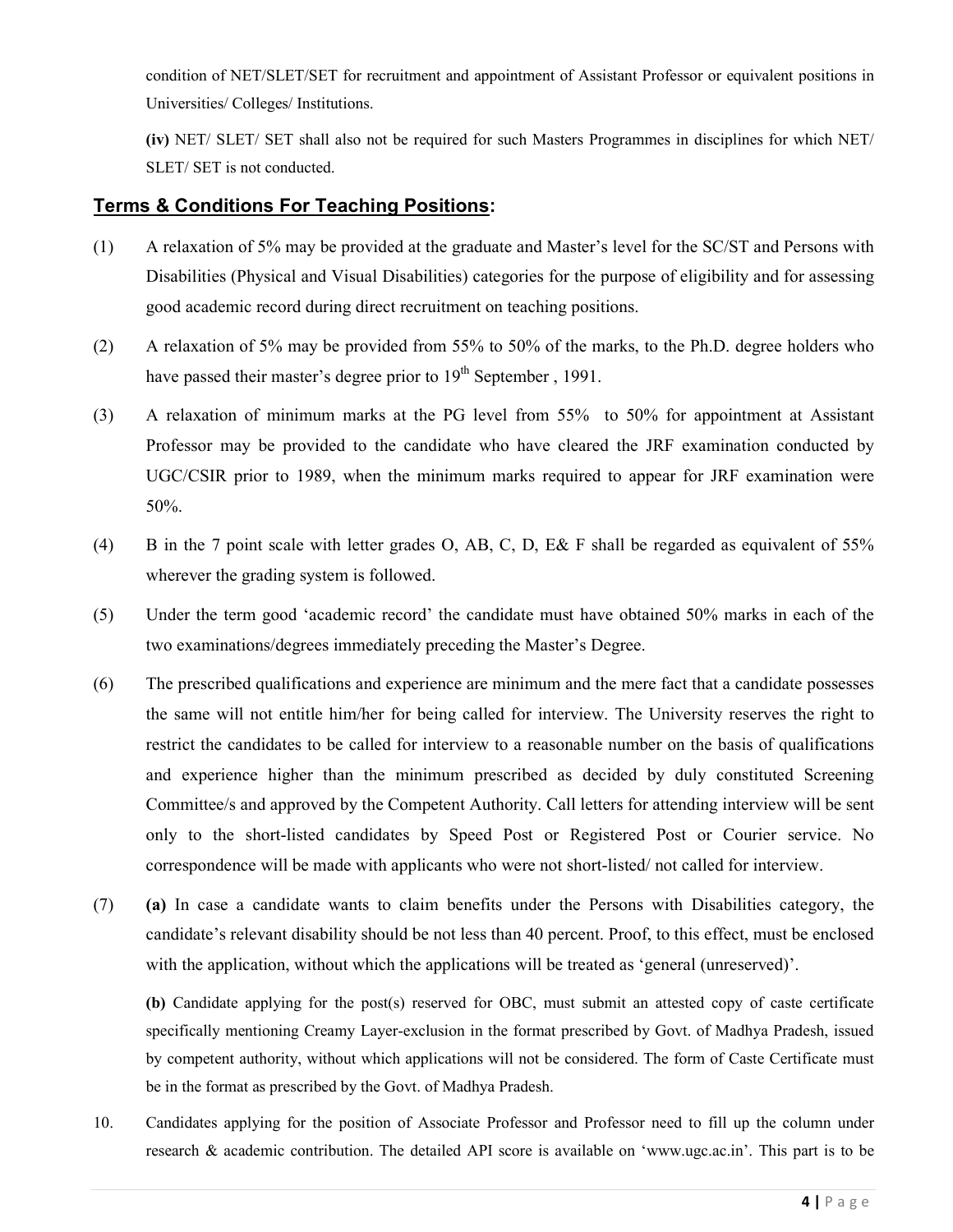condition of NET/SLET/SET for recruitment and appointment of Assistant Professor or equivalent positions in Universities/ Colleges/ Institutions.

**(iv)** NET/ SLET/ SET shall also not be required for such Masters Programmes in disciplines for which NET/ SLET/ SET is not conducted.

## Terms & Conditions For Teaching Positions:

(1) A relaxation of 5% may be provided at the graduate and Master's level for the SC/ST and Persons with Disabilities (Physical and Visual Disabilities) categories for the purpose of eligibility and for assessing good academic record during direct recruitment on teaching positions.

(2) A relaxation of 5% may be provided from 55% to 50% of the marks, to the Ph.D. degree holders who have passed their master's degree prior to 19th September , 1991.

(3) A relaxation of minimum marks at the PG level from 55% to 50% for appointment at Assistant Professor may be provided to the candidate who have cleared the JRF examination conducted by UGC/CSIR prior to 1989, when the minimum marks required to appear for JRF examination were 50%.

(4) B in the 7 point scale with letter grades O, AB, C, D, E& F shall be regarded as equivalent of 55% wherever the grading system is followed.

(5) Under the term good 'academic record' the candidate must have obtained 50% marks in each of the two examinations/degrees immediately preceding the Master's Degree.

(6) The prescribed qualifications and experience are minimum and the mere fact that a candidate possesses the same will not entitle him/her for being called for interview. The University reserves the right to restrict the candidates to be called for interview to a reasonable number on the basis of qualifications and experience higher than the minimum prescribed as decided by duly constituted Screening Committee/s and approved by the Competent Authority. Call letters for attending interview will be sent only to the short-listed candidates by Speed Post or Registered Post or Courier service. No correspondence will be made with applicants who were not short-listed/ not called for interview.

(7) **(a)** In case a candidate wants to claim benefits under the Persons with Disabilities category, the candidate's relevant disability should be not less than 40 percent. Proof, to this effect, must be enclosed with the application, without which the applications will be treated as 'general (unreserved)'.

**(b)** Candidate applying for the post(s) reserved for OBC, must submit an attested copy of caste certificate specifically mentioning Creamy Layer-exclusion in the format prescribed by Govt. of Madhya Pradesh, issued by competent authority, without which applications will not be considered. The form of Caste Certificate must be in the format as prescribed by the Govt. of Madhya Pradesh.

10. Candidates applying for the position of Associate Professor and Professor need to fill up the column under research & academic contribution. The detailed API score is available on 'www.ugc.ac.in'. This part is to be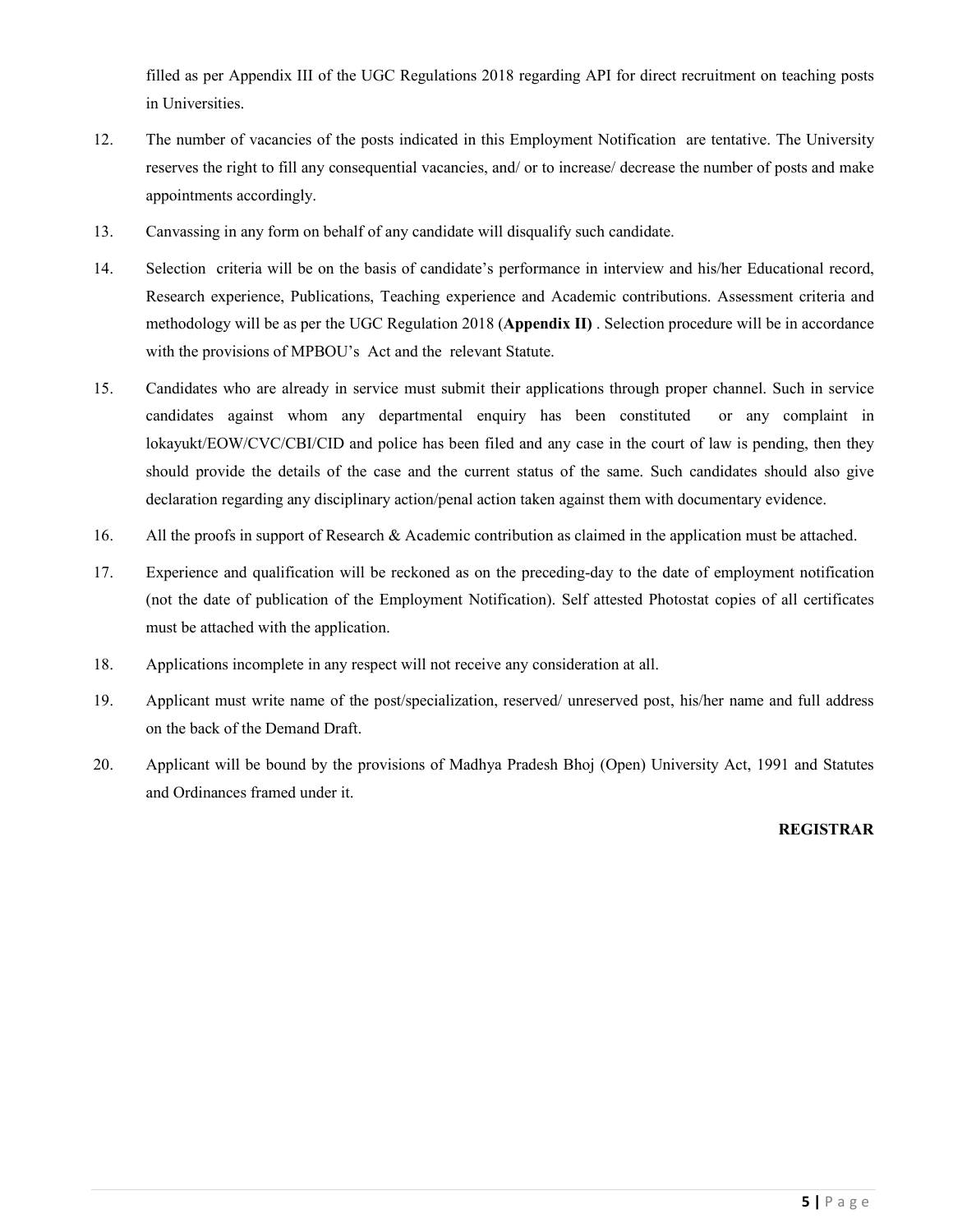filled as per Appendix III of the UGC Regulations 2018 regarding API for direct recruitment on teaching posts in Universities.

12. The number of vacancies of the posts indicated in this Employment Notification are tentative. The University reserves the right to fill any consequential vacancies, and/ or to increase/ decrease the number of posts and make appointments accordingly.

13. Canvassing in any form on behalf of any candidate will disqualify such candidate.

14. Selection criteria will be on the basis of candidate's performance in interview and his/her Educational record, Research experience, Publications, Teaching experience and Academic contributions. Assessment criteria and methodology will be as per the UGC Regulation 2018 (**Appendix II)** . Selection procedure will be in accordance with the provisions of MPBOU's Act and the relevant Statute.

15. Candidates who are already in service must submit their applications through proper channel. Such in service candidates against whom any departmental enquiry has been constituted or any complaint in lokayukt/EOW/CVC/CBI/CID and police has been filed and any case in the court of law is pending, then they should provide the details of the case and the current status of the same. Such candidates should also give declaration regarding any disciplinary action/penal action taken against them with documentary evidence.

16. All the proofs in support of Research & Academic contribution as claimed in the application must be attached.

17. Experience and qualification will be reckoned as on the preceding-day to the date of employment notification (not the date of publication of the Employment Notification). Self attested Photostat copies of all certificates must be attached with the application.

18. Applications incomplete in any respect will not receive any consideration at all.

19. Applicant must write name of the post/specialization, reserved/ unreserved post, his/her name and full address on the back of the Demand Draft.

20. Applicant will be bound by the provisions of Madhya Pradesh Bhoj (Open) University Act, 1991 and Statutes and Ordinances framed under it.

**REGISTRAR**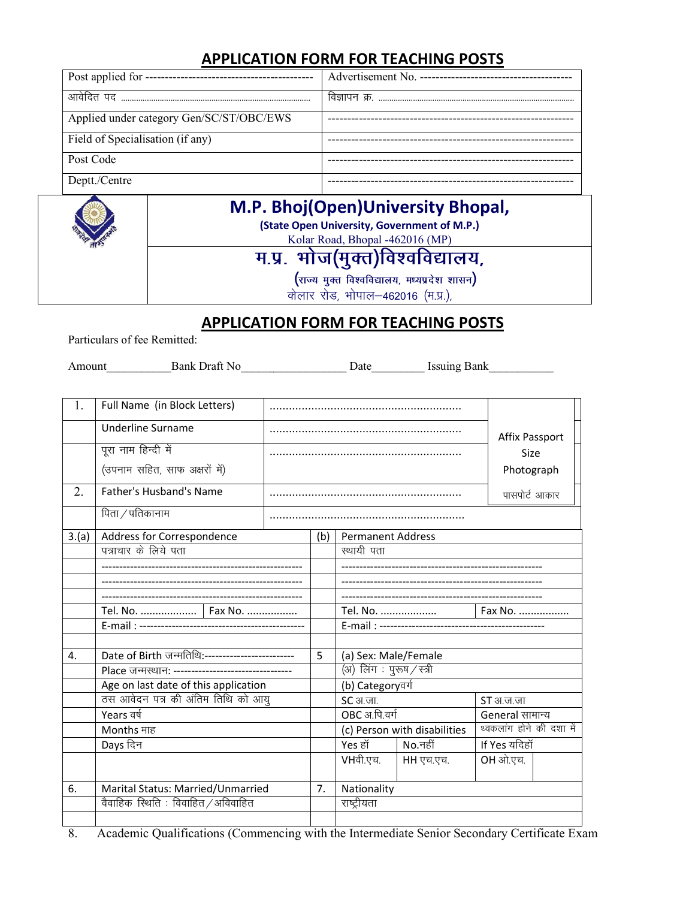## APPLICATION FORM FOR TEACHING POSTS

| Post applied for ------------------------------------------- | Advertisement No. -------------------------------------- |
|---|---|
| आवेदित पद ........................................................................ | विज्ञापन क्र. ......................................................................... |
| Applied under category Gen/SC/ST/OBC/EWS | --------------------------------------------------------------- |
| Field of Specialisation (if any) | --------------------------------------------------------------- |
| Post Code | --------------------------------------------------------------- |
| Deptt./Centre | --------------------------------------------------------------- |

**M.P. Bhoj(Open)University Bhopal,**
**(State Open University, Government of M.P.)**
Kolar Road, Bhopal -462016 (MP)

**म.प्र. भोज(मुक्त)विश्वविद्यालय,**
**(राज्य मुक्त विश्वविद्यालय, मध्यप्रदेश शासन)**
कोलार रोड, भोपाल–462016 (म.प्र.),

## APPLICATION FORM FOR TEACHING POSTS

Particulars of fee Remitted:

Amount___________Bank Draft No__________________ Date_________ Issuing Bank___________

| | | | |
|---|---|---|---|
| 1. | Full Name (in Block Letters) | ............................................................ | Affix Passport Size Photograph |
| | Underline Surname | ............................................................ | |
| | पूरा नाम हिन्दी में (उपनाम सहित, साफ अक्षरों में) | ............................................................ | |
| 2. | Father's Husband's Name | ............................................................ | पासपोर्ट आकार |
| | पिता / पतिकानाम | ............................................................ | |

| | | | | | |
|---|---|---|---|---|---|
| 3.(a) | Address for Correspondence | (b) | Permanent Address | | |
| | पत्राचार के लिये पता | | स्थायी पता | | |
| | ------------------------------------------------------- | | ------------------------------------------------------- | | |
| | ------------------------------------------------------- | | ------------------------------------------------------- | | |
| | ------------------------------------------------------- | | ------------------------------------------------------- | | |
| | Tel. No. ................... Fax No. ................. | | Tel. No. ................... | Fax No. ................. | |
| | E-mail : --------------------------------------------- | | E-mail : --------------------------------------------- | | |
| | | | | | |
| 4. | Date of Birth जन्मतिथि:------------------------- | 5 | (a) Sex: Male/Female | | |
| | Place जन्मस्थान: --------------------------------- | | (अ) लिंग : पुरूष / स्त्री | | |
| | Age on last date of this application | | (b) Categoryवर्ग | | |
| | ठस आवेदन पत्र की अंतिम तिथि को आयु | | SC अ.जा. | | ST अ.ज.जा |
| | Years वर्ष | | OBC अ.पि.वर्ग | | General सामान्य |
| | Months माह | | (c) Person with disabilities | | थ्वकलांग होने की दशा में |
| | Days दिन | | Yes हॉ | No.नहीं | If Yes यदिहॉ |
| | | | VHवी.एच. | HH एच.एच. | OH ओ.एच. |
| 6. | Marital Status: Married/Unmarried | 7. | Nationality | | |
| | वैवाहिक स्थिति : विवाहित / अविवाहित | | राष्ट्रीयता | | |

8. Academic Qualifications (Commencing with the Intermediate Senior Secondary Certificate Exam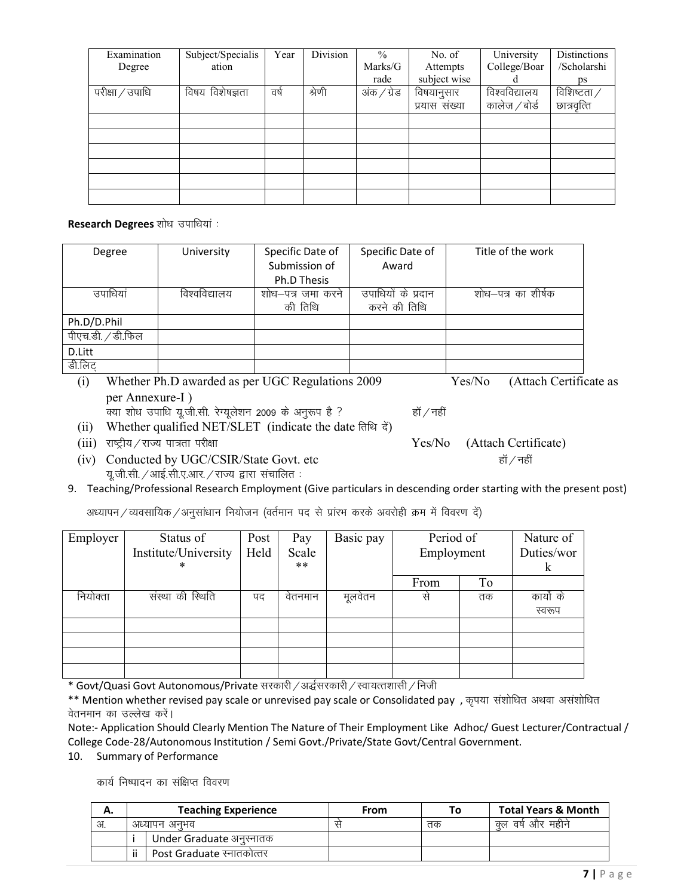| Examination Degree | Subject/Specialisation | Year | Division | % Marks/Grade | No. of Attempts subject wise | University College/Board | Distinctions /Scholarships |
|---|---|---|---|---|---|---|---|
| परीक्षा / उपाधि | विषय विशेषज्ञता | वर्ष | श्रेणी | अंक / ग्रेड | विषयानुसार प्रयास संख्या | विश्वविद्यालय कालेज / बोर्ड | विशिष्टता / छात्रवृत्ति |
| | | | | | | | |
| | | | | | | | |
| | | | | | | | |
| | | | | | | | |
| | | | | | | | |
| | | | | | | | |

**Research Degrees** शोध उपाधियां :

| Degree | University | Specific Date of Submission of Ph.D Thesis | Specific Date of Award | Title of the work |
|---|---|---|---|---|
| उपाधियां | विश्वविद्यालय | शोध–पत्र जमा करने की तिथि | उपाधियों के प्रदान करने की तिथि | शोध–पत्र का शीर्षक |
| Ph.D/D.Phil | | | | |
| पीएच.डी. / डी.फिल | | | | |
| D.Litt | | | | |
| डी.लिट् | | | | |

(i) Whether Ph.D awarded as per UGC Regulations 2009 Yes/No (Attach Certificate as per Annexure-I )
क्या शोध उपाधि यू.जी.सी. रेग्यूलेशन 2009 के अनुरूप है ? हॉ / नहीं

(ii) Whether qualified NET/SLET (indicate the date तिथि दें)

(iii) राष्ट्रीय / राज्य पात्रता परीक्षा Yes/No (Attach Certificate)

(iv) Conducted by UGC/CSIR/State Govt. etc हॉ / नहीं
यू.जी.सी. / आई.सी.ए.आर. / राज्य द्वारा संचालित :

9. Teaching/Professional Research Employment (Give particulars in descending order starting with the present post)

अध्यापन / व्यवसायिक / अनुसांधान नियोजन (वर्तमान पद से प्रांरभ करके अवरोही क्रम में विवरण दें)

| Employer | Status of Institute/University * | Post Held | Pay Scale ** | Basic pay | Period of Employment | | Nature of Duties/work |
|---|---|---|---|---|---|---|---|
| | | | | | From | To | |
| नियोक्ता | संस्था की स्थिति | पद | वेतनमान | मूलवेतन | से | तक | कार्यो के स्वरूप |
| | | | | | | | |
| | | | | | | | |
| | | | | | | | |
| | | | | | | | |

* Govt/Quasi Govt Autonomous/Private सरकारी / अर्द्धसरकारी / स्वायत्तशासी / निजी

** Mention whether revised pay scale or unrevised pay scale or Consolidated pay , कृपया संशोधित अथवा असंशोधित वेतनमान का उल्लेख करें।

Note:- Application Should Clearly Mention The Nature of Their Employment Like Adhoc/ Guest Lecturer/Contractual / College Code-28/Autonomous Institution / Semi Govt./Private/State Govt/Central Government.

10. Summary of Performance

कार्य निष्पादन का संक्षिप्त विवरण

| A. | | Teaching Experience | From | To | Total Years & Month |
|---|---|---|---|---|---|
| अ. | | अध्यापन अनुभव | से | तक | कुल वर्ष और महीने |
| | i | Under Graduate अनुस्नातक | | | |
| | ii | Post Graduate स्नातकोत्तर | | | |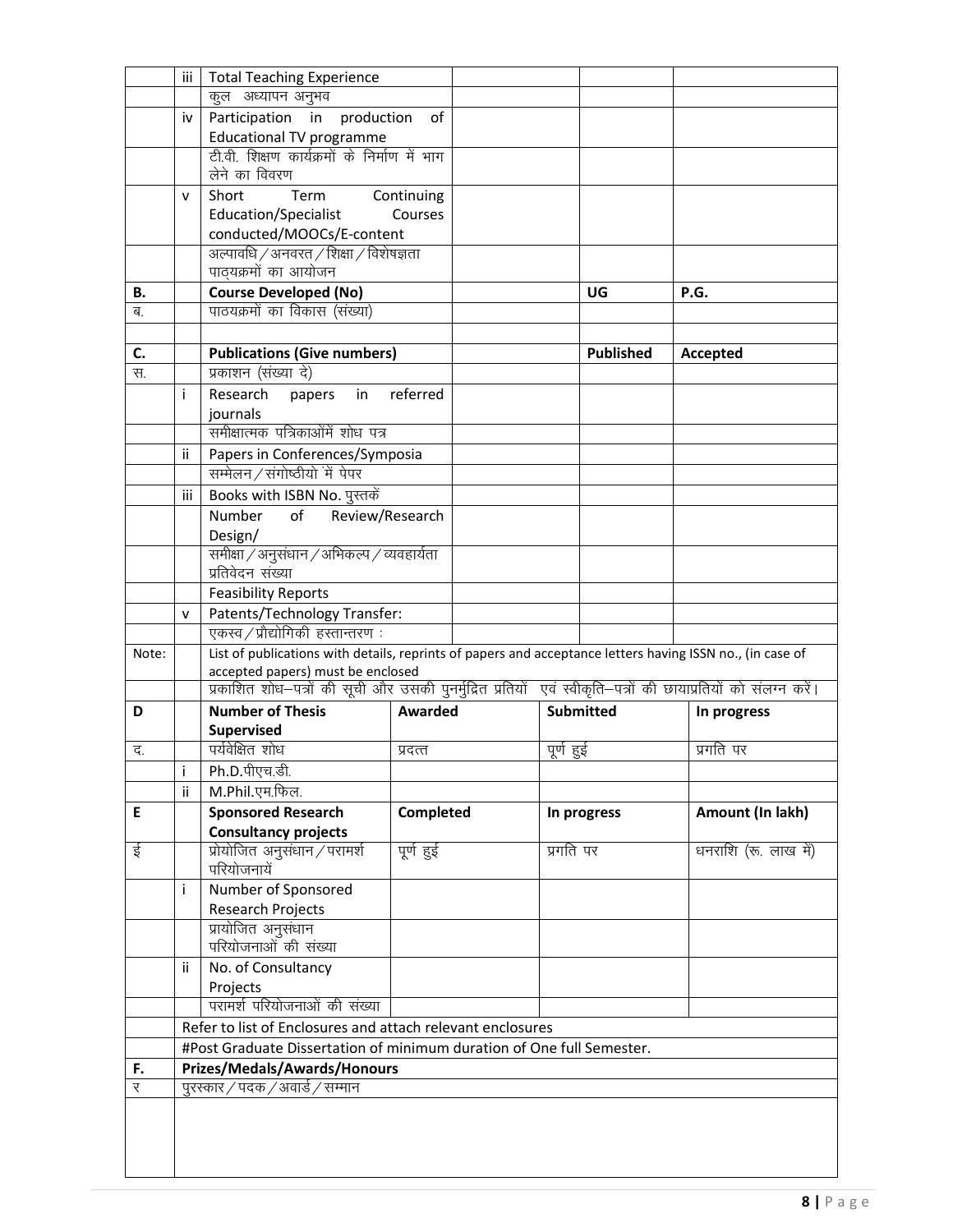| | | | | | |
|---|---|---|---|---|---|
| | iii | Total Teaching Experience | | | |
| | | कुल अध्यापन अनुभव | | | |
| | iv | Participation in production of Educational TV programme | | | |
| | | टी.वी. शिक्षण कार्यक्रमों के निर्माण में भाग लेने का विवरण | | | |
| | v | Short Term Continuing Education/Specialist Courses conducted/MOOCs/E-content | | | |
| | | अल्पावधि/अनवरत/शिक्षा/विशेषज्ञता पाठ्यक्रमों का आयोजन | | | |
| **B.** | | **Course Developed (No)** | | **UG** | **P.G.** |
| ब. | | पाठयक्रमों का विकास (संख्या) | | | |
| | | | | | |
| **C.** | | **Publications (Give numbers)** | | **Published** | **Accepted** |
| स. | | प्रकाशन (संख्या दे) | | | |
| | i | Research papers in referred journals | | | |
| | | समीक्षात्मक पत्रिकाओंमें शोध पत्र | | | |
| | ii | Papers in Conferences/Symposia | | | |
| | | सम्मेलन/संगोष्ठीयो में पेपर | | | |
| | iii | Books with ISBN No. पुस्तकें | | | |
| | | Number of Review/Research Design/ | | | |
| | | समीक्षा/अनुसंधान/अभिकल्प/व्यवहार्यता प्रतिवेदन संख्या | | | |
| | | Feasibility Reports | | | |
| | v | Patents/Technology Transfer: | | | |
| | | एकस्व/प्रौद्योगिकी हस्तान्तरण : | | | |
| Note: | | List of publications with details, reprints of papers and acceptance letters having ISSN no., (in case of accepted papers) must be enclosed | | | |
| | | प्रकाशित शोध–पत्रों की सूची और उसकी पुनर्मुद्रित प्रतियों एवं स्वीकृति–पत्रों की छायाप्रतियों को संलग्न करें। | | | |

| | | | | | |
|---|---|---|---|---|---|
| **D** | | **Number of Thesis Supervised** | **Awarded** | **Submitted** | **In progress** |
| द. | | पर्यवेक्षित शोध | प्रदत्त | पूर्ण हुई | प्रगति पर |
| | i | Ph.D.पीएच.डी. | | | |
| | ii | M.Phil.एम.फिल. | | | |
| **E** | | **Sponsored Research Consultancy projects** | **Completed** | **In progress** | **Amount (In lakh)** |
| ई | | प्रोयोजित अनुसंधान/परामर्श परियोजनायें | पूर्ण हुई | प्रगति पर | धनराशि (रू. लाख में) |
| | i | Number of Sponsored Research Projects | | | |
| | | प्रायोजित अनुसंधान परियोजनाओं की संख्या | | | |
| | ii | No. of Consultancy Projects | | | |
| | | परामर्श परियोजनाओं की संख्या | | | |
| | Refer to list of Enclosures and attach relevant enclosures | | | | |
| | #Post Graduate Dissertation of minimum duration of One full Semester. | | | | |
| **F.** | **Prizes/Medals/Awards/Honours** | | | | |
| र | पुरस्कार/पदक/अवार्ड/सम्मान | | | | |
| | | | | | |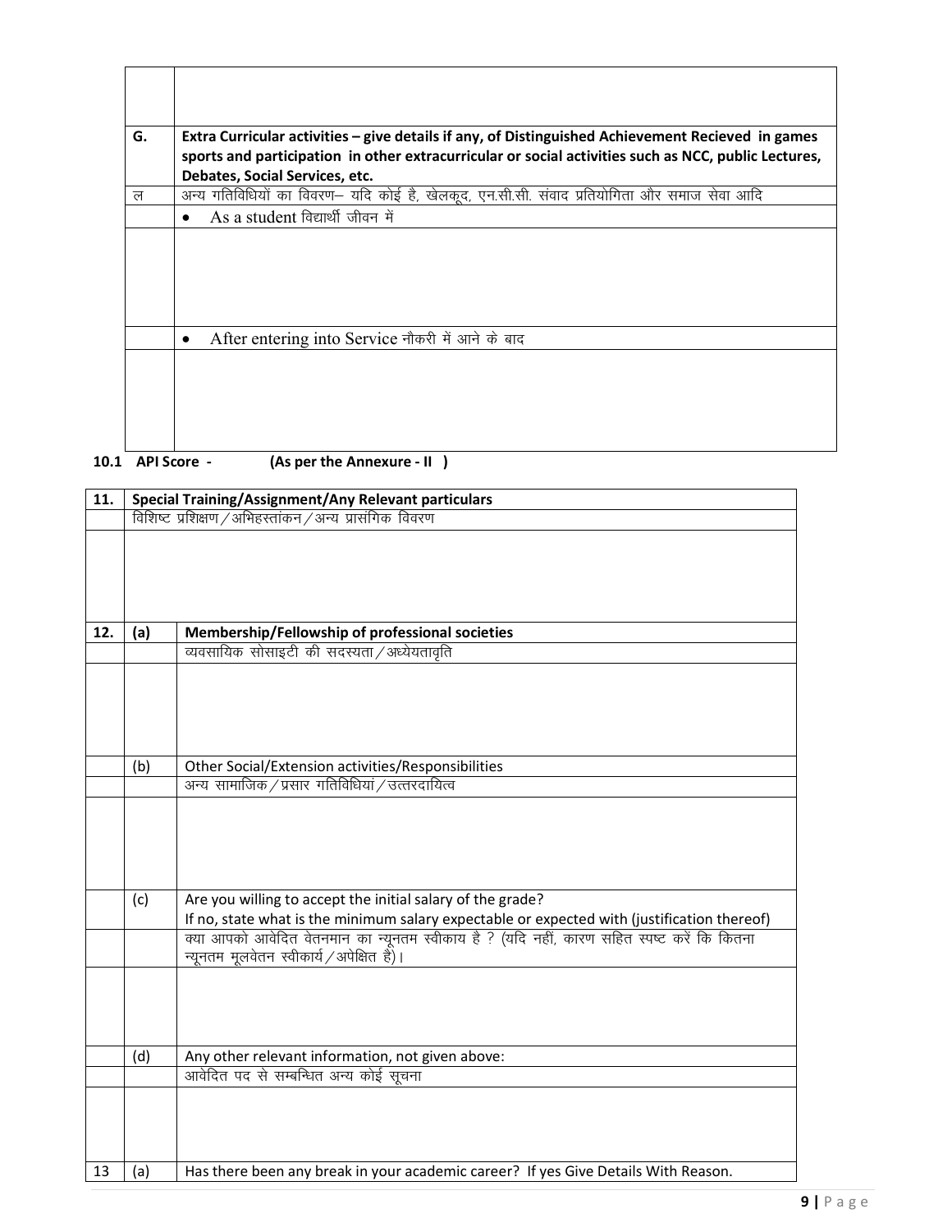| | |
|---|---|
| | |
| **G.** | **Extra Curricular activities – give details if any, of Distinguished Achievement Recieved in games sports and participation in other extracurricular or social activities such as NCC, public Lectures, Debates, Social Services, etc.** |
| ल | अन्य गतिविधियों का विवरण– यदि कोई है, खेलकूद, एन.सी.सी. संवाद प्रतियोगिता और समाज सेवा आदि |
| | • As a student विद्यार्थी जीवन में |
| | |
| | • After entering into Service नौकरी में आने के बाद |
| | |

**10.1 API Score - (As per the Annexure - II )**

| | | |
|---|---|---|
| **11.** | **Special Training/Assignment/Any Relevant particulars** | |
| | विशिष्ट प्रशिक्षण/अभिहस्तांकन/अन्य प्रासंगिक विवरण | |
| | | |
| **12.** | **(a)** | **Membership/Fellowship of professional societies** |
| | | व्यवसायिक सोसाइटी की सदस्यता/अध्येयतावृति |
| | | |
| | (b) | Other Social/Extension activities/Responsibilities |
| | | अन्य सामाजिक/प्रसार गतिविधियां/उत्तरदायित्व |
| | | |
| | (c) | Are you willing to accept the initial salary of the grade?<br>If no, state what is the minimum salary expectable or expected with (justification thereof) |
| | | क्या आपको आवेदित वेतनमान का न्यूनतम स्वीकाय है ? (यदि नहीं, कारण सहित स्पष्ट करें कि कितना न्यूनतम मूलवेतन स्वीकार्य/अपेक्षित है)। |
| | | |
| | (d) | Any other relevant information, not given above: |
| | | आवेदित पद से सम्बन्धित अन्य कोई सूचना |
| | | |
| 13 | (a) | Has there been any break in your academic career? If yes Give Details With Reason. |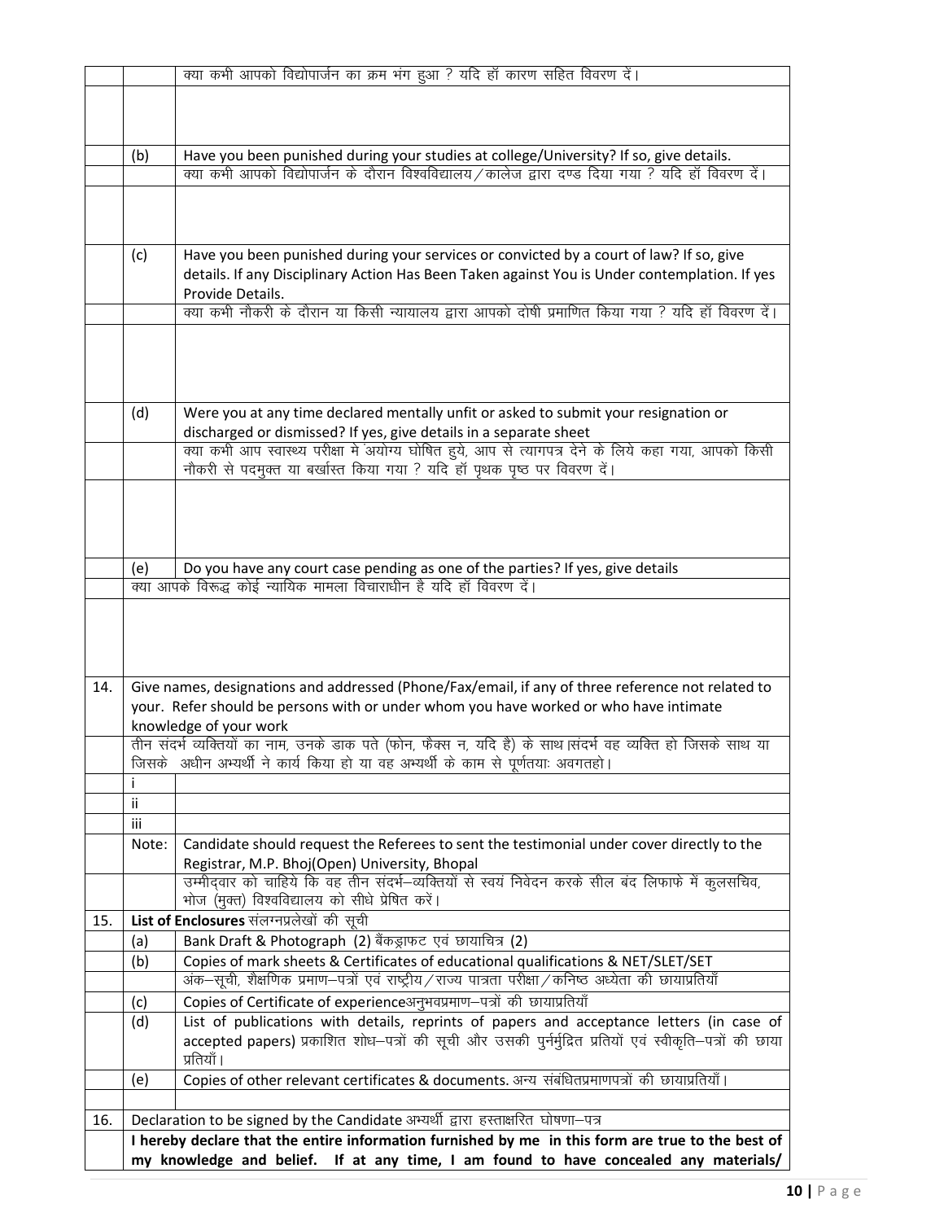| | | |
|---|---|---|
| | | क्या कभी आपको विद्योपार्जन का क्रम भंग हुआ ? यदि हॉ कारण सहित विवरण दें। |
| | | |
| | (b) | Have you been punished during your studies at college/University? If so, give details. |
| | | क्या कभी आपको विद्योपार्जन के दौरान विश्वविद्यालय/कालेज द्वारा दण्ड दिया गया ? यदि हॉ विवरण दें। |
| | | |
| | (c) | Have you been punished during your services or convicted by a court of law? If so, give details. If any Disciplinary Action Has Been Taken against You is Under contemplation. If yes Provide Details. |
| | | क्या कभी नौकरी के दौरान या किसी न्यायालय द्वारा आपको दोषी प्रमाणित किया गया ? यदि हॉ विवरण दें। |
| | | |
| | (d) | Were you at any time declared mentally unfit or asked to submit your resignation or discharged or dismissed? If yes, give details in a separate sheet |
| | | क्या कभी आप स्वास्थ्य परीक्षा मे अयोग्य घोषित हुये, आप से त्यागपत्र देने के लिये कहा गया, आपको किसी नौकरी से पदमुक्त या बर्खास्त किया गया ? यदि हॉ पृथक पृष्ठ पर विवरण दें। |
| | | |
| | (e) | Do you have any court case pending as one of the parties? If yes, give details |
| | क्या आपके विरूद्ध कोई न्यायिक मामला विचाराधीन है यदि हॉ विवरण दें। | |
| | | |
| 14. | Give names, designations and addressed (Phone/Fax/email, if any of three reference not related to your. Refer should be persons with or under whom you have worked or who have intimate knowledge of your work | |
| | तीन संदर्भ व्यक्तियों का नाम, उनके डाक पते (फोन, फैक्स न, यदि है) के साथ।संदर्भ वह व्यक्ति हो जिसके साथ या जिसके अधीन अभ्यर्थी ने कार्य किया हो या वह अभ्यर्थी के काम से पूर्णतयाः अवगतहो। | |
| | i | |
| | ii | |
| | iii | |
| | Note: | Candidate should request the Referees to sent the testimonial under cover directly to the Registrar, M.P. Bhoj(Open) University, Bhopal |
| | | उम्मीदवार को चाहिये कि वह तीन संदर्भ–व्यक्तियों से स्वयं निवेदन करके सील बंद लिफाफे में कुलसचिव, भोज (मुक्त) विश्वविद्यालय को सीधे प्रेषित करें। |
| 15. | **List of Enclosures** संलग्नप्रलेखों की सूची | |
| | (a) | Bank Draft & Photograph (2) बैंकड्राफट एवं छायाचित्र (2) |
| | (b) | Copies of mark sheets & Certificates of educational qualifications & NET/SLET/SET |
| | | अंक–सूची, शैक्षणिक प्रमाण–पत्रों एवं राष्ट्रीय/राज्य पात्रता परीक्षा/कनिष्ठ अध्येता की छायाप्रतियाँ |
| | (c) | Copies of Certificate of experienceअनुभवप्रमाण–पत्रों की छायाप्रतियाँ |
| | (d) | List of publications with details, reprints of papers and acceptance letters (in case of accepted papers) प्रकाशित शोध–पत्रों की सूची और उसकी पुर्नमुद्रित प्रतियों एवं स्वीकृति–पत्रों की छाया प्रतियाँ। |
| | (e) | Copies of other relevant certificates & documents. अन्य संबंधितप्रमाणपत्रों की छायाप्रतियाँ। |
| | | |
| 16. | Declaration to be signed by the Candidate अभ्यर्थी द्वारा हस्ताक्षरित घोषणा–पत्र | |
| | **I hereby declare that the entire information furnished by me in this form are true to the best of my knowledge and belief. If at any time, I am found to have concealed any materials/** | |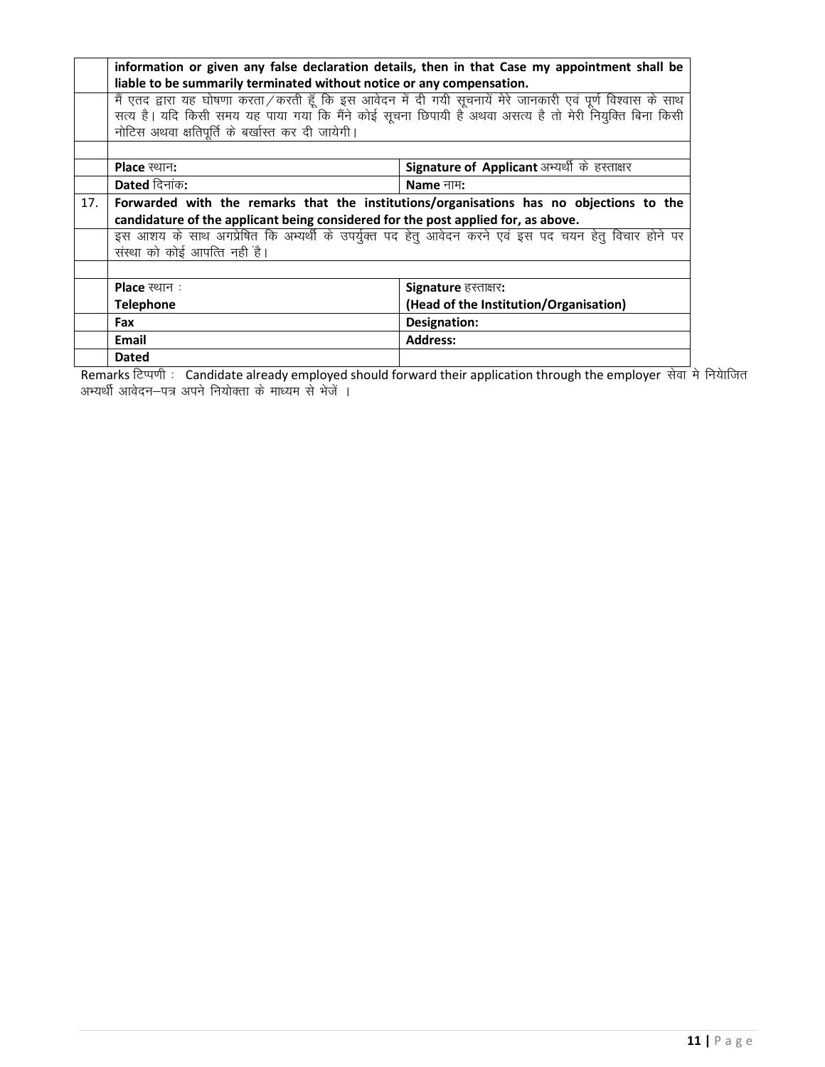| | | |
|---|---|---|
| | **information or given any false declaration details, then in that Case my appointment shall be liable to be summarily terminated without notice or any compensation.** | |
| | मैं एतद द्वारा यह घोषणा करता/करती हूँ कि इस आवेदन में दी गयी सूचनायें मेरे जानकारी एवं पूर्ण विश्वास के साथ सत्य है। यदि किसी समय यह पाया गया कि मैंने कोई सूचना छिपायी है अथवा असत्य है तो मेरी नियुक्ति बिना किसी नोटिस अथवा क्षतिपूर्ति के बर्खास्त कर दी जायेगी। | |
| | | |
| | **Place** स्थान**:** | **Signature of Applicant** अभ्यर्थी के हस्ताक्षर |
| | **Dated** दिनांक**:** | **Name** नाम**:** |
| 17. | **Forwarded with the remarks that the institutions/organisations has no objections to the candidature of the applicant being considered for the post applied for, as above.** | |
| | इस आशय के साथ अग्रप्रेषित कि अभ्यर्थी के उपर्युक्त पद हेतु आवेदन करने एवं इस पद चयन हेतु विचार होने पर संस्था को कोई आपत्ति नही है। | |
| | | |
| | **Place** स्थान : **Telephone** | **Signature** हस्ताक्षर**: (Head of the Institution/Organisation)** |
| | **Fax** | **Designation:** |
| | **Email** | **Address:** |
| | **Dated** | |

Remarks टिप्पणी : Candidate already employed should forward their application through the employer सेवा मे नियोजित अभ्यर्थी आवेदन–पत्र अपने नियोक्ता के माध्यम से भेजें ।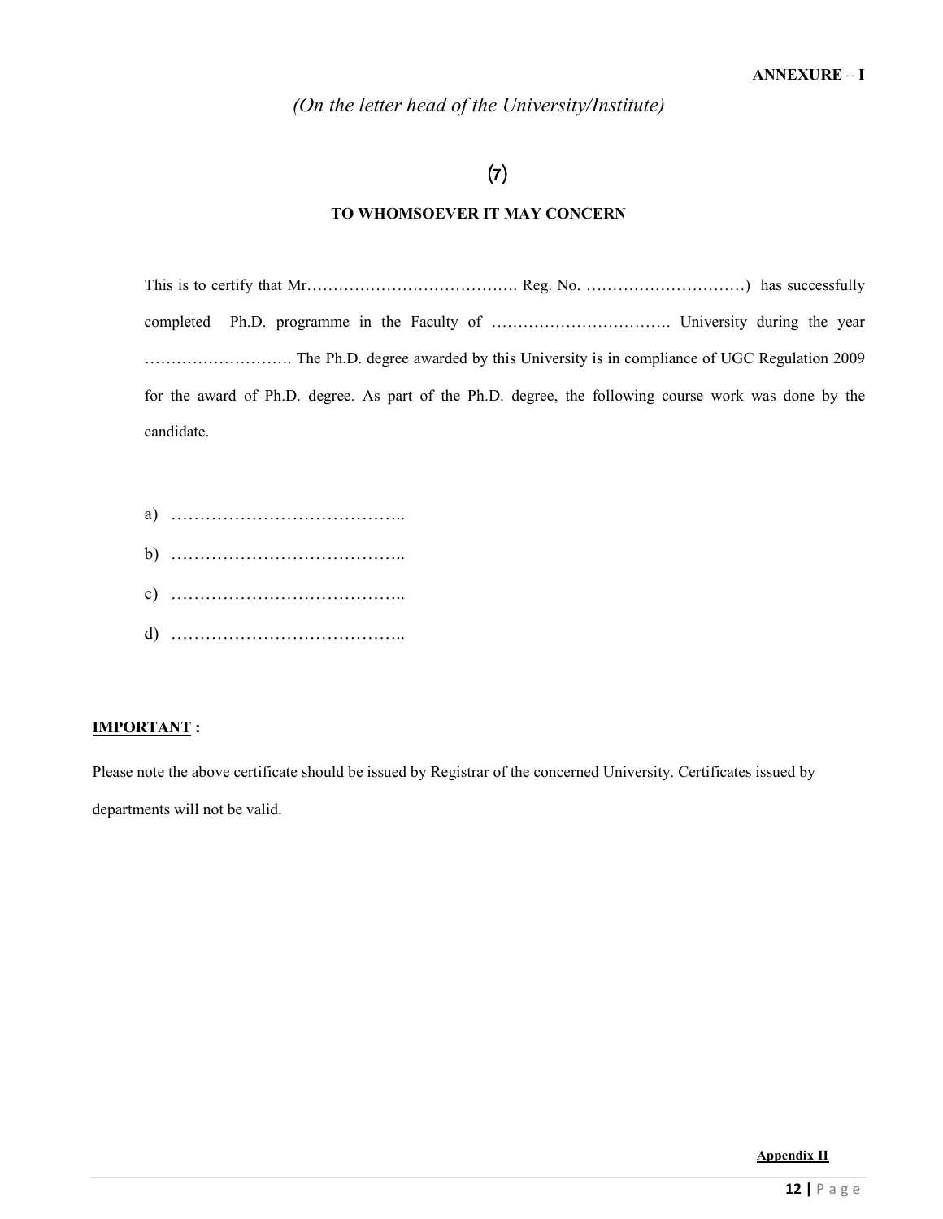**ANNEXURE – I**

*(On the letter head of the University/Institute)*

(7)

**TO WHOMSOEVER IT MAY CONCERN**

This is to certify that Mr…………………………………. Reg. No. ….……………………….) has successfully completed Ph.D. programme in the Faculty of ……………………………. University during the year ………………………. The Ph.D. degree awarded by this University is in compliance of UGC Regulation 2009 for the award of Ph.D. degree. As part of the Ph.D. degree, the following course work was done by the candidate.

a) …………………………………..
b) …………………………………..
c) …………………………………..
d) …………………………………..

**IMPORTANT :**

Please note the above certificate should be issued by Registrar of the concerned University. Certificates issued by departments will not be valid.

**Appendix II**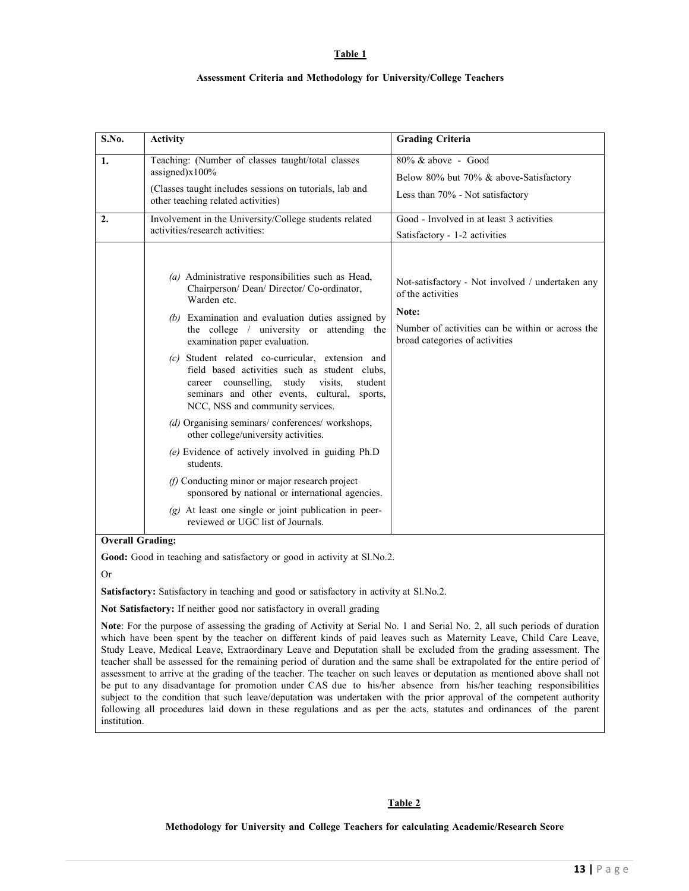**Table 1**

**Assessment Criteria and Methodology for University/College Teachers**

| S.No. | Activity | Grading Criteria |
|---|---|---|
| **1.** | Teaching: (Number of classes taught/total classes assigned)x100%<br><br>(Classes taught includes sessions on tutorials, lab and other teaching related activities) | 80% & above - Good<br><br>Below 80% but 70% & above-Satisfactory<br><br>Less than 70% - Not satisfactory |
| **2.** | Involvement in the University/College students related activities/research activities: | Good - Involved in at least 3 activities<br><br>Satisfactory - 1-2 activities |
| | *(a)* Administrative responsibilities such as Head, Chairperson/ Dean/ Director/ Co-ordinator, Warden etc.<br><br>*(b)* Examination and evaluation duties assigned by the college / university or attending the examination paper evaluation.<br><br>*(c)* Student related co-curricular, extension and field based activities such as student clubs, career counselling, study visits, student seminars and other events, cultural, sports, NCC, NSS and community services.<br><br>*(d)* Organising seminars/ conferences/ workshops, other college/university activities.<br><br>*(e)* Evidence of actively involved in guiding Ph.D students.<br><br>*(f)* Conducting minor or major research project sponsored by national or international agencies.<br><br>*(g)* At least one single or joint publication in peer-reviewed or UGC list of Journals. | Not-satisfactory - Not involved / undertaken any of the activities<br><br>**Note:**<br><br>Number of activities can be within or across the broad categories of activities |

**Overall Grading:**

**Good:** Good in teaching and satisfactory or good in activity at Sl.No.2.

Or

**Satisfactory:** Satisfactory in teaching and good or satisfactory in activity at Sl.No.2.

**Not Satisfactory:** If neither good nor satisfactory in overall grading

**Note**: For the purpose of assessing the grading of Activity at Serial No. 1 and Serial No. 2, all such periods of duration which have been spent by the teacher on different kinds of paid leaves such as Maternity Leave, Child Care Leave, Study Leave, Medical Leave, Extraordinary Leave and Deputation shall be excluded from the grading assessment. The teacher shall be assessed for the remaining period of duration and the same shall be extrapolated for the entire period of assessment to arrive at the grading of the teacher. The teacher on such leaves or deputation as mentioned above shall not be put to any disadvantage for promotion under CAS due to his/her absence from his/her teaching responsibilities subject to the condition that such leave/deputation was undertaken with the prior approval of the competent authority following all procedures laid down in these regulations and as per the acts, statutes and ordinances of the parent institution.

**Table 2**

**Methodology for University and College Teachers for calculating Academic/Research Score**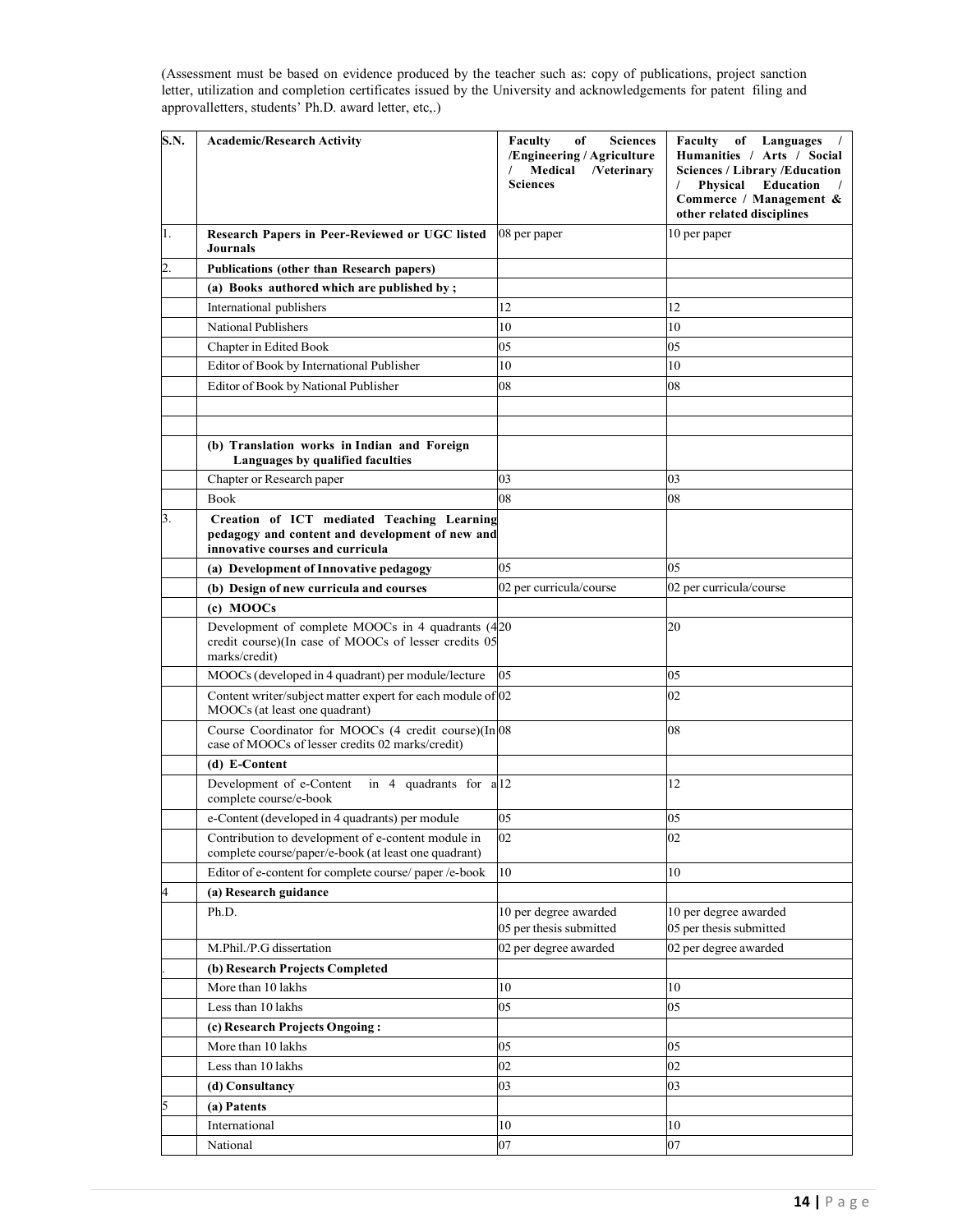(Assessment must be based on evidence produced by the teacher such as: copy of publications, project sanction letter, utilization and completion certificates issued by the University and acknowledgements for patent filing and approvalletters, students' Ph.D. award letter, etc,.)

| S.N. | Academic/Research Activity | Faculty of Sciences /Engineering / Agriculture / Medical /Veterinary Sciences | Faculty of Languages / Humanities / Arts / Social Sciences / Library /Education / Physical Education / Commerce / Management & other related disciplines |
|---|---|---|---|
| 1. | **Research Papers in Peer-Reviewed or UGC listed Journals** | 08 per paper | 10 per paper |
| 2. | **Publications (other than Research papers)** | | |
| | **(a) Books authored which are published by ;** | | |
| | International publishers | 12 | 12 |
| | National Publishers | 10 | 10 |
| | Chapter in Edited Book | 05 | 05 |
| | Editor of Book by International Publisher | 10 | 10 |
| | Editor of Book by National Publisher | 08 | 08 |
| | | | |
| | | | |
| | **(b) Translation works in Indian and Foreign Languages by qualified faculties** | | |
| | Chapter or Research paper | 03 | 03 |
| | Book | 08 | 08 |
| 3. | **Creation of ICT mediated Teaching Learning pedagogy and content and development of new and innovative courses and curricula** | | |
| | **(a) Development of Innovative pedagogy** | 05 | 05 |
| | **(b) Design of new curricula and courses** | 02 per curricula/course | 02 per curricula/course |
| | **(c) MOOCs** | | |
| | Development of complete MOOCs in 4 quadrants (4 credit course)(In case of MOOCs of lesser credits 05 marks/credit) | 20 | 20 |
| | MOOCs (developed in 4 quadrant) per module/lecture | 05 | 05 |
| | Content writer/subject matter expert for each module of MOOCs (at least one quadrant) | 02 | 02 |
| | Course Coordinator for MOOCs (4 credit course)(In case of MOOCs of lesser credits 02 marks/credit) | 08 | 08 |
| | **(d) E-Content** | | |
| | Development of e-Content in 4 quadrants for a complete course/e-book | 12 | 12 |
| | e-Content (developed in 4 quadrants) per module | 05 | 05 |
| | Contribution to development of e-content module in complete course/paper/e-book (at least one quadrant) | 02 | 02 |
| | Editor of e-content for complete course/ paper /e-book | 10 | 10 |
| 4 | **(a) Research guidance** | | |
| | Ph.D. | 10 per degree awarded<br>05 per thesis submitted | 10 per degree awarded<br>05 per thesis submitted |
| | M.Phil./P.G dissertation | 02 per degree awarded | 02 per degree awarded |
| . | **(b) Research Projects Completed** | | |
| | More than 10 lakhs | 10 | 10 |
| | Less than 10 lakhs | 05 | 05 |
| | **(c) Research Projects Ongoing :** | | |
| | More than 10 lakhs | 05 | 05 |
| | Less than 10 lakhs | 02 | 02 |
| | **(d) Consultancy** | 03 | 03 |
| 5 | **(a) Patents** | | |
| | International | 10 | 10 |
| | National | 07 | 07 |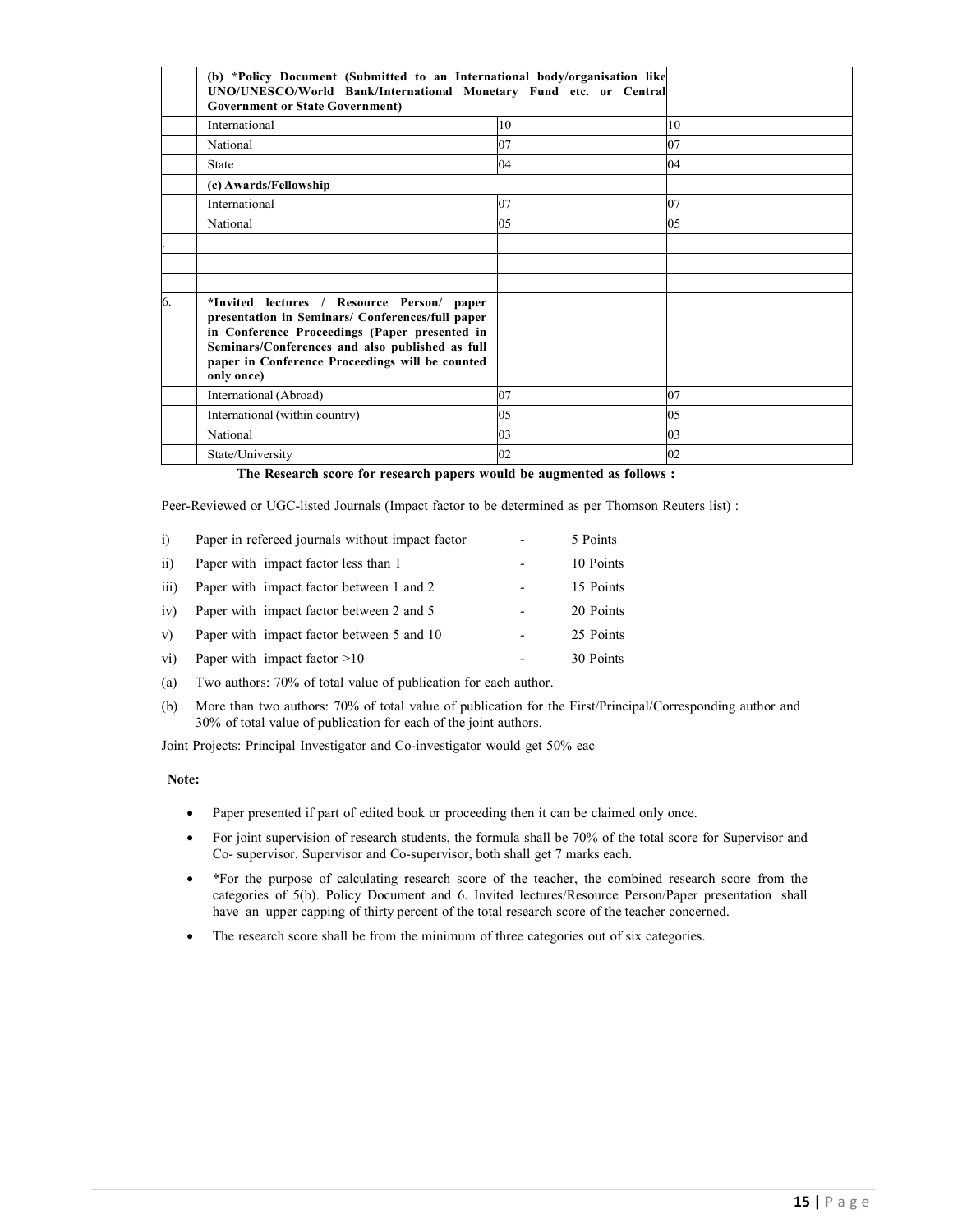|  |  |  |  |
|---|---|---|---|
|  | **(b) *Policy Document (Submitted to an International body/organisation like UNO/UNESCO/World Bank/International Monetary Fund etc. or Central Government or State Government)** |  |  |
|  | International | 10 | 10 |
|  | National | 07 | 07 |
|  | State | 04 | 04 |
|  | **(c) Awards/Fellowship** |  |  |
|  | International | 07 | 07 |
|  | National | 05 | 05 |
| . |  |  |  |
|  |  |  |  |
|  |  |  |  |
| 6. | ***Invited lectures / Resource Person/ paper presentation in Seminars/ Conferences/full paper in Conference Proceedings (Paper presented in Seminars/Conferences and also published as full paper in Conference Proceedings will be counted only once)** |  |  |
|  | International (Abroad) | 07 | 07 |
|  | International (within country) | 05 | 05 |
|  | National | 03 | 03 |
|  | State/University | 02 | 02 |

**The Research score for research papers would be augmented as follows :**

Peer-Reviewed or UGC-listed Journals (Impact factor to be determined as per Thomson Reuters list) :

i) Paper in refereed journals without impact factor - 5 Points

ii) Paper with impact factor less than 1 - 10 Points

iii) Paper with impact factor between 1 and 2 - 15 Points

iv) Paper with impact factor between 2 and 5 - 20 Points

v) Paper with impact factor between 5 and 10 - 25 Points

vi) Paper with impact factor >10 - 30 Points

(a) Two authors: 70% of total value of publication for each author.

(b) More than two authors: 70% of total value of publication for the First/Principal/Corresponding author and 30% of total value of publication for each of the joint authors.

Joint Projects: Principal Investigator and Co-investigator would get 50% eac

**Note:**

- Paper presented if part of edited book or proceeding then it can be claimed only once.
- For joint supervision of research students, the formula shall be 70% of the total score for Supervisor and Co- supervisor. Supervisor and Co-supervisor, both shall get 7 marks each.
- *For the purpose of calculating research score of the teacher, the combined research score from the categories of 5(b). Policy Document and 6. Invited lectures/Resource Person/Paper presentation shall have an upper capping of thirty percent of the total research score of the teacher concerned.
- The research score shall be from the minimum of three categories out of six categories.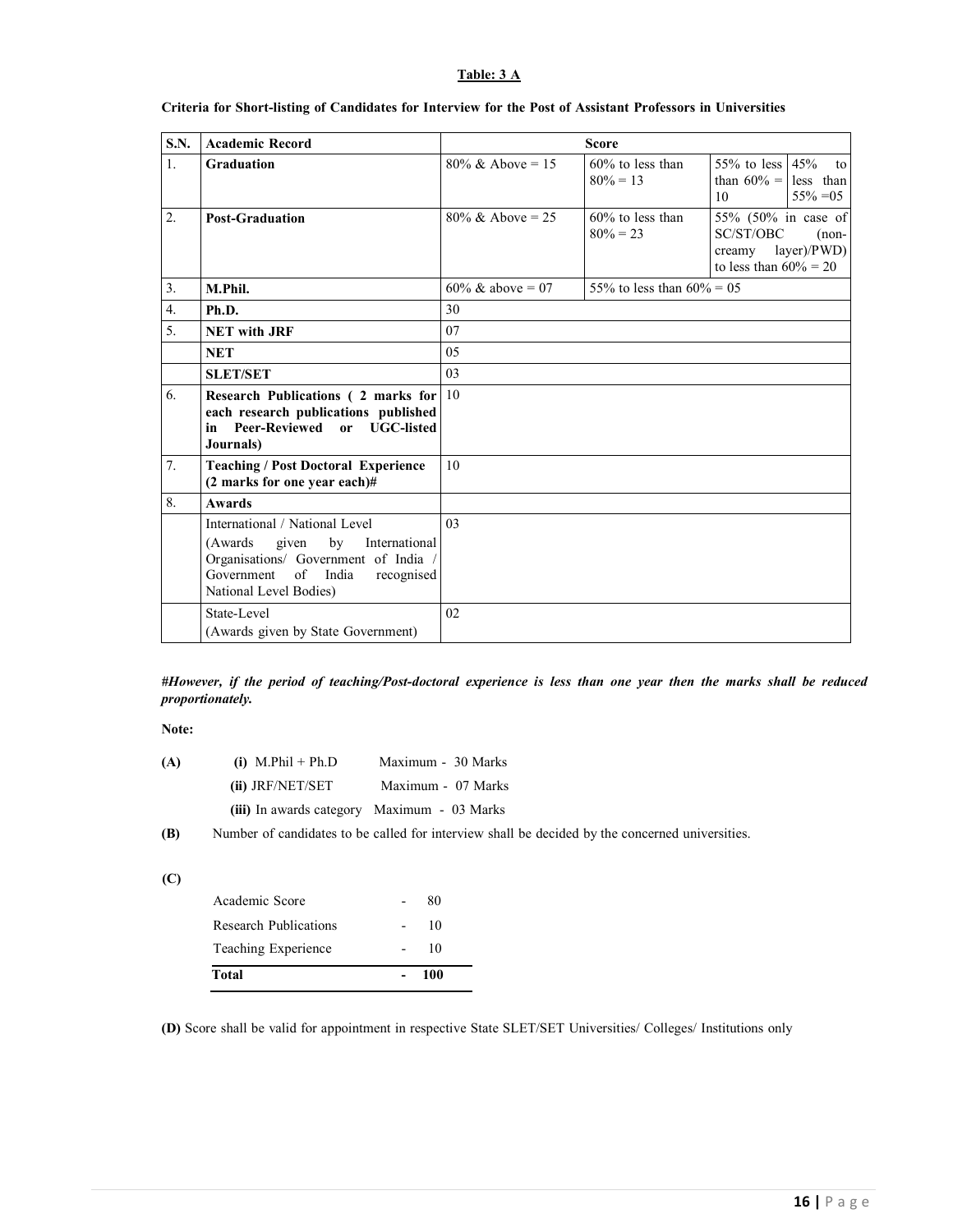**Table: 3 A**

**Criteria for Short-listing of Candidates for Interview for the Post of Assistant Professors in Universities**

| S.N. | Academic Record | Score | | | |
|---|---|---|---|---|---|
| 1. | **Graduation** | 80% & Above = 15 | 60% to less than 80% = 13 | 55% to less than 60% = 10 | 45% to less than 55% =05 |
| 2. | **Post-Graduation** | 80% & Above = 25 | 60% to less than 80% = 23 | 55% (50% in case of SC/ST/OBC (non-creamy layer)/PWD) to less than 60% = 20 | |
| 3. | **M.Phil.** | 60% & above = 07 | 55% to less than 60% = 05 | | |
| 4. | **Ph.D.** | 30 | | | |
| 5. | **NET with JRF** | 07 | | | |
| | **NET** | 05 | | | |
| | **SLET/SET** | 03 | | | |
| 6. | **Research Publications ( 2 marks for each research publications published in Peer-Reviewed or UGC-listed Journals)** | 10 | | | |
| 7. | **Teaching / Post Doctoral Experience (2 marks for one year each)#** | 10 | | | |
| 8. | **Awards** | | | | |
| | International / National Level (Awards given by International Organisations/ Government of India / Government of India recognised National Level Bodies) | 03 | | | |
| | State-Level (Awards given by State Government) | 02 | | | |

***#However, if the period of teaching/Post-doctoral experience is less than one year then the marks shall be reduced proportionately.***

**Note:**

**(A)**
- **(i)** M.Phil + Ph.D — Maximum - 30 Marks
- **(ii)** JRF/NET/SET — Maximum - 07 Marks
- **(iii)** In awards category — Maximum - 03 Marks

**(B)** Number of candidates to be called for interview shall be decided by the concerned universities.

**(C)**

| | | |
|---|---|---|
| Academic Score | - | 80 |
| Research Publications | - | 10 |
| Teaching Experience | - | 10 |
| **Total** | **-** | **100** |

**(D)** Score shall be valid for appointment in respective State SLET/SET Universities/ Colleges/ Institutions only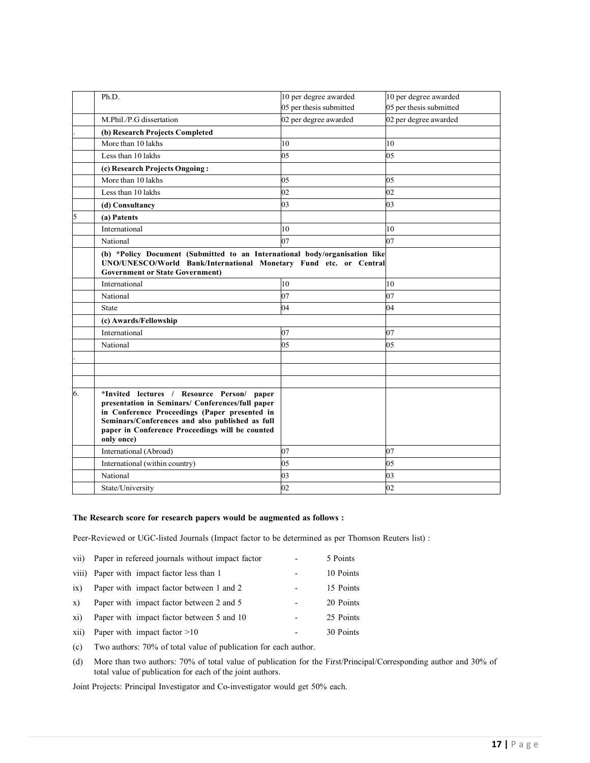| | | | |
|---|---|---|---|
| | Ph.D. | 10 per degree awarded<br>05 per thesis submitted | 10 per degree awarded<br>05 per thesis submitted |
| | M.Phil./P.G dissertation | 02 per degree awarded | 02 per degree awarded |
| . | **(b) Research Projects Completed** | | |
| | More than 10 lakhs | 10 | 10 |
| | Less than 10 lakhs | 05 | 05 |
| | **(c) Research Projects Ongoing :** | | |
| | More than 10 lakhs | 05 | 05 |
| | Less than 10 lakhs | 02 | 02 |
| | **(d) Consultancy** | 03 | 03 |
| 5 | **(a) Patents** | | |
| | International | 10 | 10 |
| | National | 07 | 07 |
| | **(b) *Policy Document (Submitted to an International body/organisation like UNO/UNESCO/World Bank/International Monetary Fund etc. or Central Government or State Government)** | | |
| | International | 10 | 10 |
| | National | 07 | 07 |
| | State | 04 | 04 |
| | **(c) Awards/Fellowship** | | |
| | International | 07 | 07 |
| | National | 05 | 05 |
| . | | | |
| | | | |
| | | | |
| 6. | ***Invited lectures / Resource Person/ paper presentation in Seminars/ Conferences/full paper in Conference Proceedings (Paper presented in Seminars/Conferences and also published as full paper in Conference Proceedings will be counted only once)** | | |
| | International (Abroad) | 07 | 07 |
| | International (within country) | 05 | 05 |
| | National | 03 | 03 |
| | State/University | 02 | 02 |

**The Research score for research papers would be augmented as follows :**

Peer-Reviewed or UGC-listed Journals (Impact factor to be determined as per Thomson Reuters list) :

| | | | |
|---|---|---|---|
| vii) | Paper in refereed journals without impact factor | - | 5 Points |
| viii) | Paper with impact factor less than 1 | - | 10 Points |
| ix) | Paper with impact factor between 1 and 2 | - | 15 Points |
| x) | Paper with impact factor between 2 and 5 | - | 20 Points |
| xi) | Paper with impact factor between 5 and 10 | - | 25 Points |
| xii) | Paper with impact factor >10 | - | 30 Points |

(c) Two authors: 70% of total value of publication for each author.

(d) More than two authors: 70% of total value of publication for the First/Principal/Corresponding author and 30% of total value of publication for each of the joint authors.

Joint Projects: Principal Investigator and Co-investigator would get 50% each.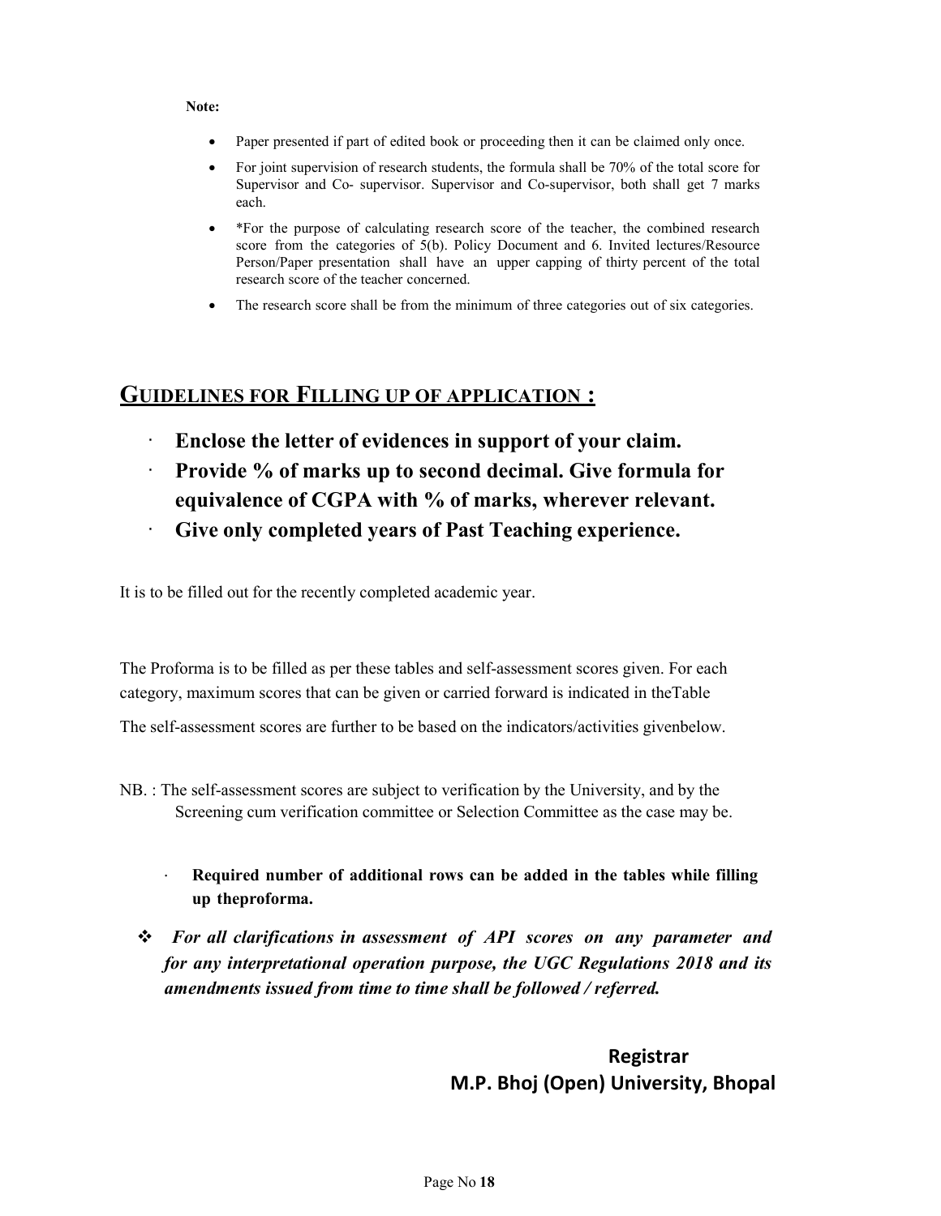**Note:**

- Paper presented if part of edited book or proceeding then it can be claimed only once.
- For joint supervision of research students, the formula shall be 70% of the total score for Supervisor and Co- supervisor. Supervisor and Co-supervisor, both shall get 7 marks each.
- *For the purpose of calculating research score of the teacher, the combined research score from the categories of 5(b). Policy Document and 6. Invited lectures/Resource Person/Paper presentation shall have an upper capping of thirty percent of the total research score of the teacher concerned.
- The research score shall be from the minimum of three categories out of six categories.

## GUIDELINES FOR FILLING UP OF APPLICATION :

- **Enclose the letter of evidences in support of your claim.**
- **Provide % of marks up to second decimal. Give formula for equivalence of CGPA with % of marks, wherever relevant.**
- **Give only completed years of Past Teaching experience.**

It is to be filled out for the recently completed academic year.

The Proforma is to be filled as per these tables and self-assessment scores given. For each category, maximum scores that can be given or carried forward is indicated in theTable

The self-assessment scores are further to be based on the indicators/activities givenbelow.

NB. : The self-assessment scores are subject to verification by the University, and by the Screening cum verification committee or Selection Committee as the case may be.

- **Required number of additional rows can be added in the tables while filling up theproforma.**

- ***For all clarifications in assessment of API scores on any parameter and for any interpretational operation purpose, the UGC Regulations 2018 and its amendments issued from time to time shall be followed / referred.***

**Registrar**
**M.P. Bhoj (Open) University, Bhopal**